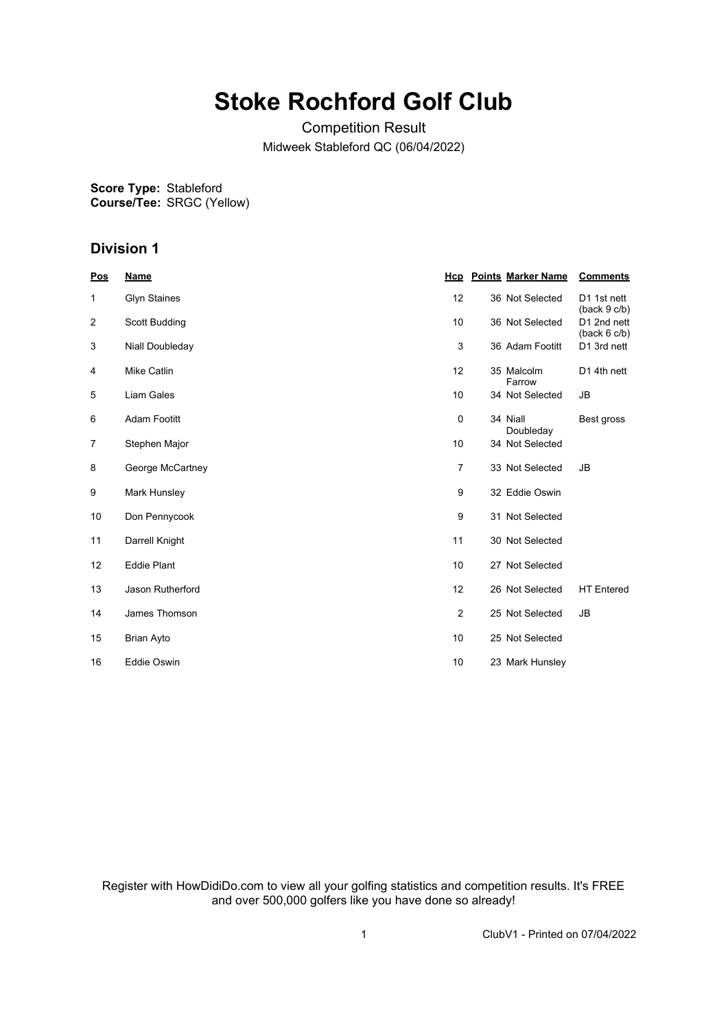# Stoke Rochford Golf Club

Competition Result

Midweek Stableford QC (06/04/2022)

**Score Type:** Stableford
**Course/Tee:** SRGC (Yellow)

## Division 1

| Pos | Name | Hcp | Points | Marker Name | Comments |
|---|---|---|---|---|---|
| 1 | Glyn Staines | 12 | 36 | Not Selected | D1 1st nett (back 9 c/b) |
| 2 | Scott Budding | 10 | 36 | Not Selected | D1 2nd nett (back 6 c/b) |
| 3 | Niall Doubleday | 3 | 36 | Adam Footitt | D1 3rd nett |
| 4 | Mike Catlin | 12 | 35 | Malcolm Farrow | D1 4th nett |
| 5 | Liam Gales | 10 | 34 | Not Selected | JB |
| 6 | Adam Footitt | 0 | 34 | Niall Doubleday | Best gross |
| 7 | Stephen Major | 10 | 34 | Not Selected | |
| 8 | George McCartney | 7 | 33 | Not Selected | JB |
| 9 | Mark Hunsley | 9 | 32 | Eddie Oswin | |
| 10 | Don Pennycook | 9 | 31 | Not Selected | |
| 11 | Darrell Knight | 11 | 30 | Not Selected | |
| 12 | Eddie Plant | 10 | 27 | Not Selected | |
| 13 | Jason Rutherford | 12 | 26 | Not Selected | HT Entered |
| 14 | James Thomson | 2 | 25 | Not Selected | JB |
| 15 | Brian Ayto | 10 | 25 | Not Selected | |
| 16 | Eddie Oswin | 10 | 23 | Mark Hunsley | |

Register with HowDidiDo.com to view all your golfing statistics and competition results. It's FREE and over 500,000 golfers like you have done so already!

ClubV1 - Printed on 07/04/2022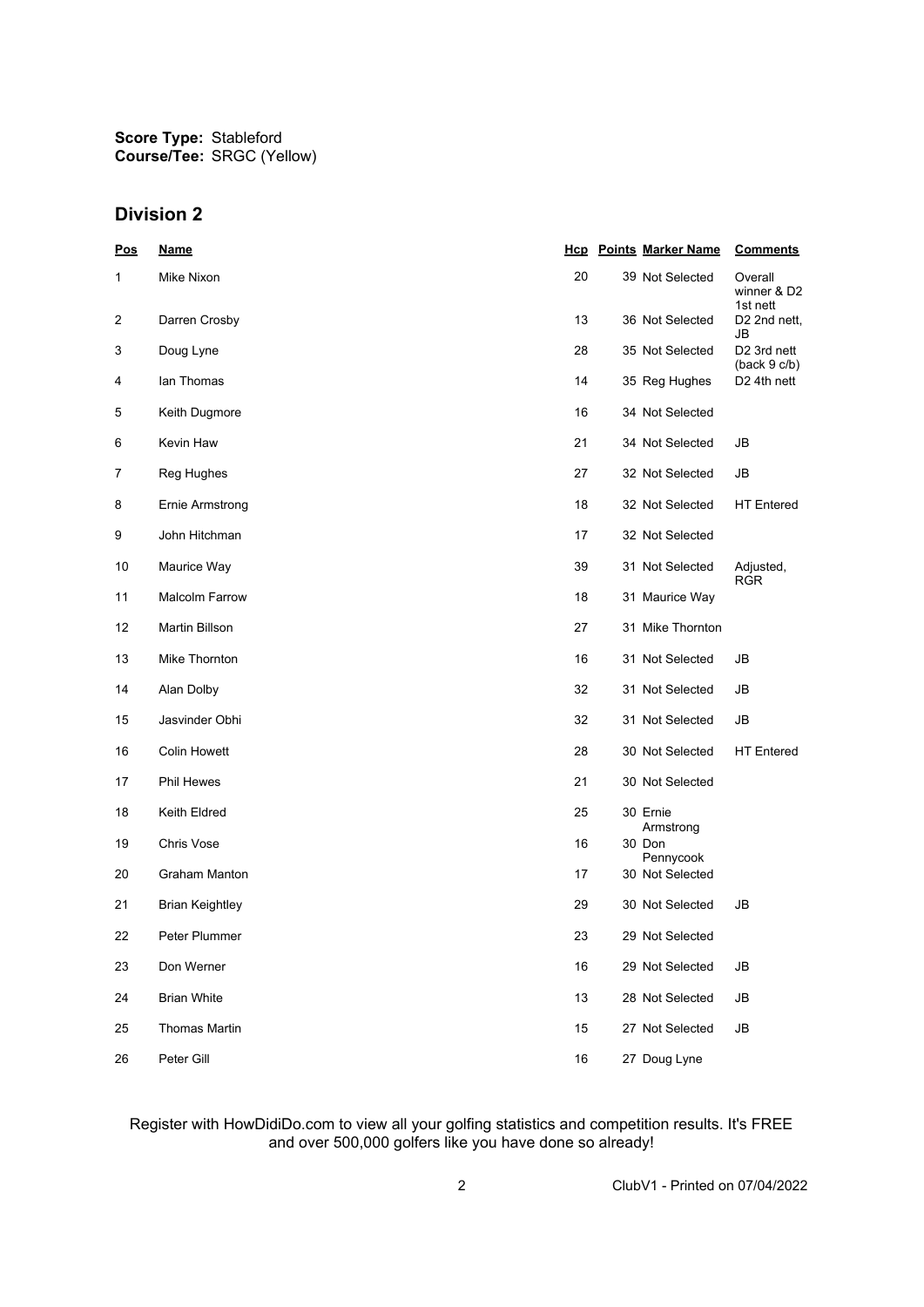**Score Type:** Stableford
**Course/Tee:** SRGC (Yellow)

## Division 2

| Pos | Name | Hcp | Points | Marker Name | Comments |
|---|---|---|---|---|---|
| 1 | Mike Nixon | 20 | 39 | Not Selected | Overall winner & D2 1st nett |
| 2 | Darren Crosby | 13 | 36 | Not Selected | D2 2nd nett, JB |
| 3 | Doug Lyne | 28 | 35 | Not Selected | D2 3rd nett (back 9 c/b) |
| 4 | Ian Thomas | 14 | 35 | Reg Hughes | D2 4th nett |
| 5 | Keith Dugmore | 16 | 34 | Not Selected | |
| 6 | Kevin Haw | 21 | 34 | Not Selected | JB |
| 7 | Reg Hughes | 27 | 32 | Not Selected | JB |
| 8 | Ernie Armstrong | 18 | 32 | Not Selected | HT Entered |
| 9 | John Hitchman | 17 | 32 | Not Selected | |
| 10 | Maurice Way | 39 | 31 | Not Selected | Adjusted, RGR |
| 11 | Malcolm Farrow | 18 | 31 | Maurice Way | |
| 12 | Martin Billson | 27 | 31 | Mike Thornton | |
| 13 | Mike Thornton | 16 | 31 | Not Selected | JB |
| 14 | Alan Dolby | 32 | 31 | Not Selected | JB |
| 15 | Jasvinder Obhi | 32 | 31 | Not Selected | JB |
| 16 | Colin Howett | 28 | 30 | Not Selected | HT Entered |
| 17 | Phil Hewes | 21 | 30 | Not Selected | |
| 18 | Keith Eldred | 25 | 30 | Ernie Armstrong | |
| 19 | Chris Vose | 16 | 30 | Don Pennycook | |
| 20 | Graham Manton | 17 | 30 | Not Selected | |
| 21 | Brian Keightley | 29 | 30 | Not Selected | JB |
| 22 | Peter Plummer | 23 | 29 | Not Selected | |
| 23 | Don Werner | 16 | 29 | Not Selected | JB |
| 24 | Brian White | 13 | 28 | Not Selected | JB |
| 25 | Thomas Martin | 15 | 27 | Not Selected | JB |
| 26 | Peter Gill | 16 | 27 | Doug Lyne | |

Register with HowDidiDo.com to view all your golfing statistics and competition results. It's FREE and over 500,000 golfers like you have done so already!

ClubV1 - Printed on 07/04/2022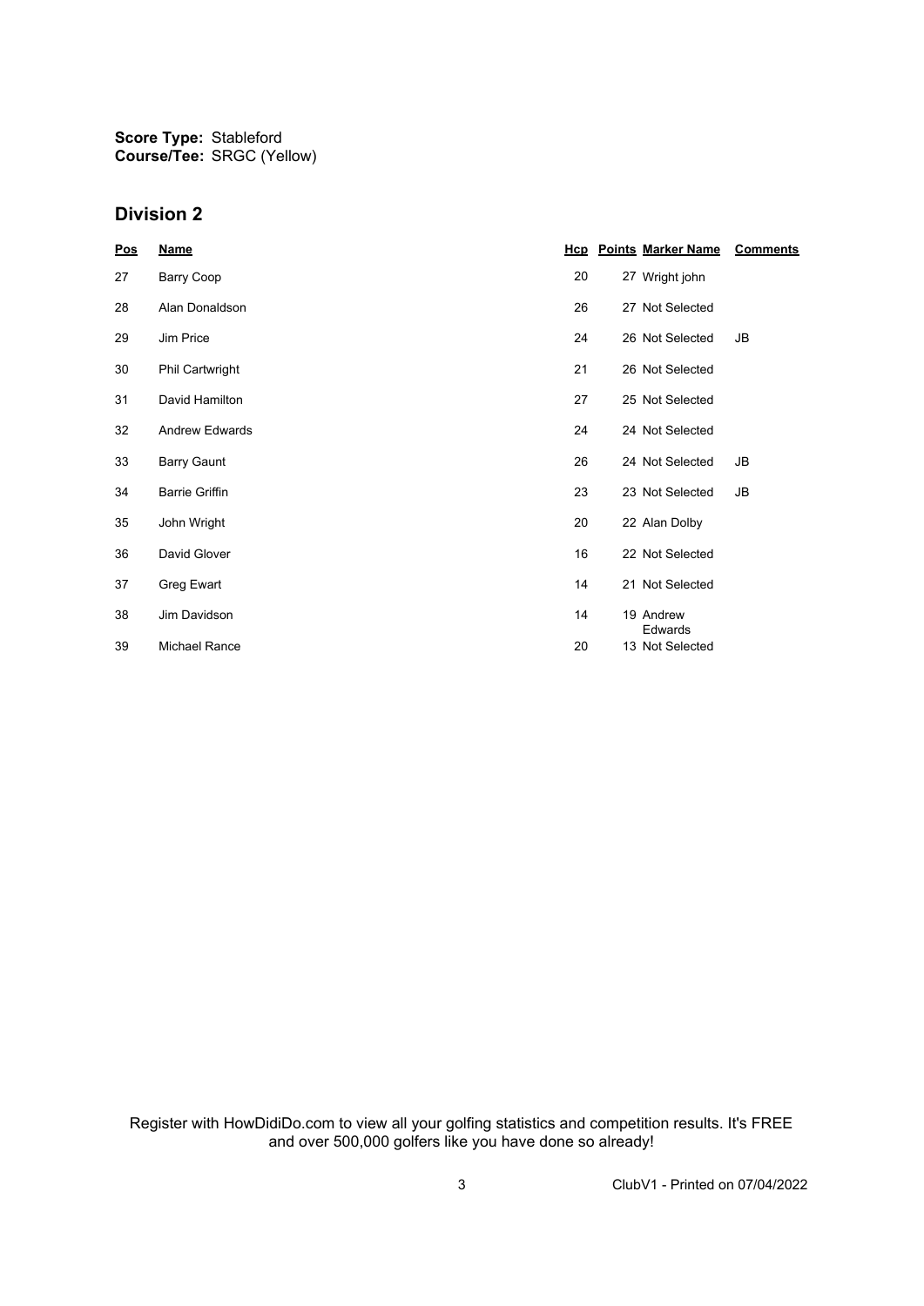**Score Type:** Stableford
**Course/Tee:** SRGC (Yellow)

## Division 2

| Pos | Name | Hcp | Points | Marker Name | Comments |
|---|---|---|---|---|---|
| 27 | Barry Coop | 20 | 27 | Wright john | |
| 28 | Alan Donaldson | 26 | 27 | Not Selected | |
| 29 | Jim Price | 24 | 26 | Not Selected | JB |
| 30 | Phil Cartwright | 21 | 26 | Not Selected | |
| 31 | David Hamilton | 27 | 25 | Not Selected | |
| 32 | Andrew Edwards | 24 | 24 | Not Selected | |
| 33 | Barry Gaunt | 26 | 24 | Not Selected | JB |
| 34 | Barrie Griffin | 23 | 23 | Not Selected | JB |
| 35 | John Wright | 20 | 22 | Alan Dolby | |
| 36 | David Glover | 16 | 22 | Not Selected | |
| 37 | Greg Ewart | 14 | 21 | Not Selected | |
| 38 | Jim Davidson | 14 | 19 | Andrew Edwards | |
| 39 | Michael Rance | 20 | 13 | Not Selected | |

Register with HowDidiDo.com to view all your golfing statistics and competition results. It's FREE and over 500,000 golfers like you have done so already!

ClubV1 - Printed on 07/04/2022